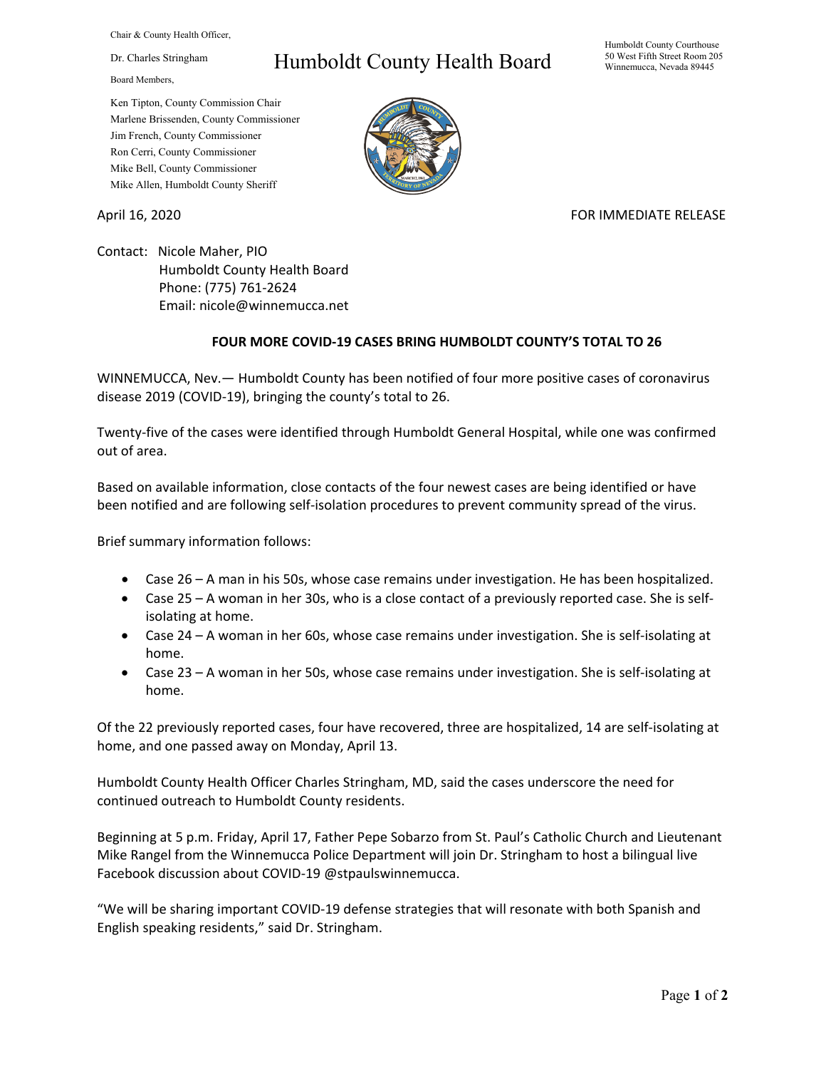Chair & County Health Officer,

Dr. Charles Stringham

Board Members,

Ken Tipton, County Commission Chair
Marlene Brissenden, County Commissioner
Jim French, County Commissioner
Ron Cerri, County Commissioner
Mike Bell, County Commissioner
Mike Allen, Humboldt County Sheriff

# Humboldt County Health Board

Humboldt County Courthouse
50 West Fifth Street Room 205
Winnemucca, Nevada 89445

April 16, 2020

FOR IMMEDIATE RELEASE

Contact: Nicole Maher, PIO
Humboldt County Health Board
Phone: (775) 761-2624
Email: nicole@winnemucca.net

## FOUR MORE COVID-19 CASES BRING HUMBOLDT COUNTY'S TOTAL TO 26

WINNEMUCCA, Nev.— Humboldt County has been notified of four more positive cases of coronavirus disease 2019 (COVID-19), bringing the county's total to 26.

Twenty-five of the cases were identified through Humboldt General Hospital, while one was confirmed out of area.

Based on available information, close contacts of the four newest cases are being identified or have been notified and are following self-isolation procedures to prevent community spread of the virus.

Brief summary information follows:

- Case 26 – A man in his 50s, whose case remains under investigation. He has been hospitalized.
- Case 25 – A woman in her 30s, who is a close contact of a previously reported case. She is self-isolating at home.
- Case 24 – A woman in her 60s, whose case remains under investigation. She is self-isolating at home.
- Case 23 – A woman in her 50s, whose case remains under investigation. She is self-isolating at home.

Of the 22 previously reported cases, four have recovered, three are hospitalized, 14 are self-isolating at home, and one passed away on Monday, April 13.

Humboldt County Health Officer Charles Stringham, MD, said the cases underscore the need for continued outreach to Humboldt County residents.

Beginning at 5 p.m. Friday, April 17, Father Pepe Sobarzo from St. Paul's Catholic Church and Lieutenant Mike Rangel from the Winnemucca Police Department will join Dr. Stringham to host a bilingual live Facebook discussion about COVID-19 @stpaulswinnemucca.

"We will be sharing important COVID-19 defense strategies that will resonate with both Spanish and English speaking residents," said Dr. Stringham.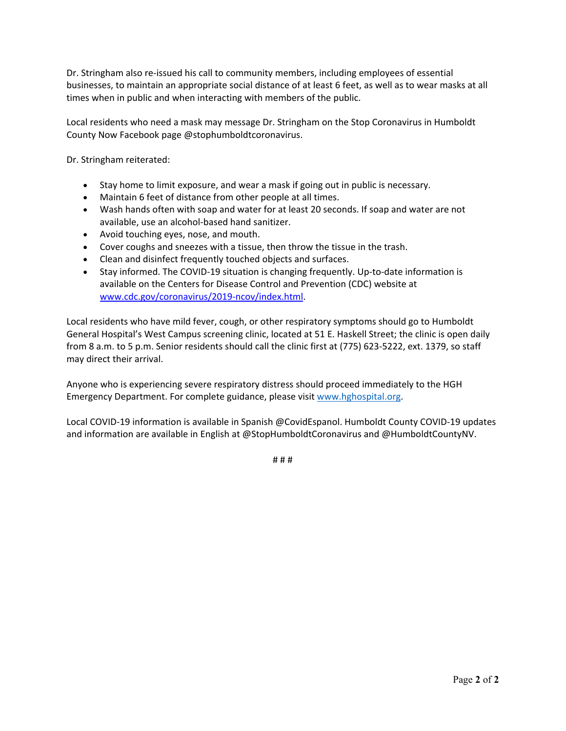Dr. Stringham also re-issued his call to community members, including employees of essential businesses, to maintain an appropriate social distance of at least 6 feet, as well as to wear masks at all times when in public and when interacting with members of the public.

Local residents who need a mask may message Dr. Stringham on the Stop Coronavirus in Humboldt County Now Facebook page @stophumboldtcoronavirus.

Dr. Stringham reiterated:

- Stay home to limit exposure, and wear a mask if going out in public is necessary.
- Maintain 6 feet of distance from other people at all times.
- Wash hands often with soap and water for at least 20 seconds. If soap and water are not available, use an alcohol-based hand sanitizer.
- Avoid touching eyes, nose, and mouth.
- Cover coughs and sneezes with a tissue, then throw the tissue in the trash.
- Clean and disinfect frequently touched objects and surfaces.
- Stay informed. The COVID-19 situation is changing frequently. Up-to-date information is available on the Centers for Disease Control and Prevention (CDC) website at [www.cdc.gov/coronavirus/2019-ncov/index.html](www.cdc.gov/coronavirus/2019-ncov/index.html).

Local residents who have mild fever, cough, or other respiratory symptoms should go to Humboldt General Hospital's West Campus screening clinic, located at 51 E. Haskell Street; the clinic is open daily from 8 a.m. to 5 p.m. Senior residents should call the clinic first at (775) 623-5222, ext. 1379, so staff may direct their arrival.

Anyone who is experiencing severe respiratory distress should proceed immediately to the HGH Emergency Department. For complete guidance, please visit [www.hghospital.org](www.hghospital.org).

Local COVID-19 information is available in Spanish @CovidEspanol. Humboldt County COVID-19 updates and information are available in English at @StopHumboldtCoronavirus and @HumboldtCountyNV.

# # #